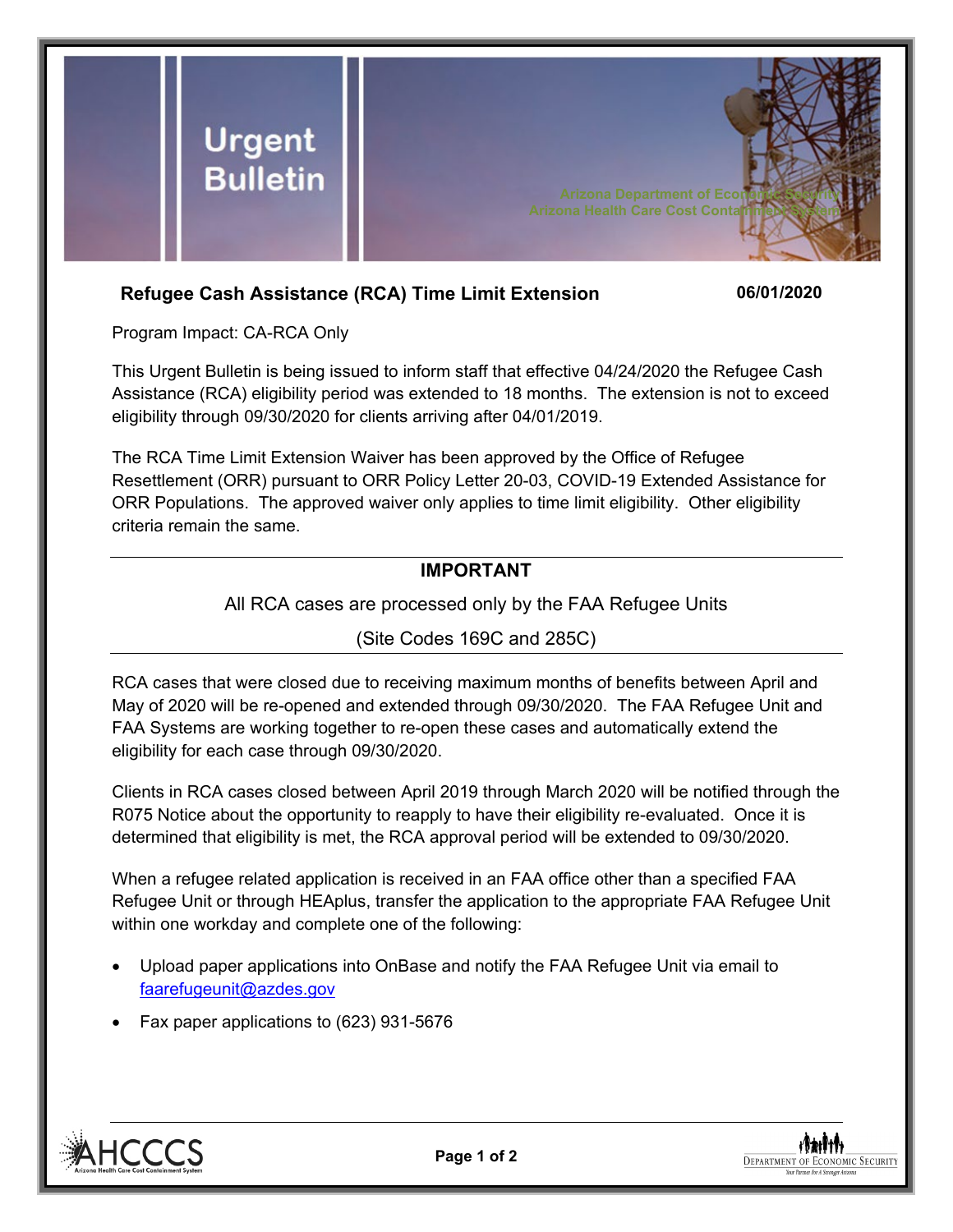# Urgent Bulletin

Arizona Department of Economic Security
Arizona Health Care Cost Containment System

## Refugee Cash Assistance (RCA) Time Limit Extension

**06/01/2020**

Program Impact: CA-RCA Only

This Urgent Bulletin is being issued to inform staff that effective 04/24/2020 the Refugee Cash Assistance (RCA) eligibility period was extended to 18 months. The extension is not to exceed eligibility through 09/30/2020 for clients arriving after 04/01/2019.

The RCA Time Limit Extension Waiver has been approved by the Office of Refugee Resettlement (ORR) pursuant to ORR Policy Letter 20-03, COVID-19 Extended Assistance for ORR Populations. The approved waiver only applies to time limit eligibility. Other eligibility criteria remain the same.

---

**IMPORTANT**

All RCA cases are processed only by the FAA Refugee Units

(Site Codes 169C and 285C)

---

RCA cases that were closed due to receiving maximum months of benefits between April and May of 2020 will be re-opened and extended through 09/30/2020. The FAA Refugee Unit and FAA Systems are working together to re-open these cases and automatically extend the eligibility for each case through 09/30/2020.

Clients in RCA cases closed between April 2019 through March 2020 will be notified through the R075 Notice about the opportunity to reapply to have their eligibility re-evaluated. Once it is determined that eligibility is met, the RCA approval period will be extended to 09/30/2020.

When a refugee related application is received in an FAA office other than a specified FAA Refugee Unit or through HEAplus, transfer the application to the appropriate FAA Refugee Unit within one workday and complete one of the following:

- Upload paper applications into OnBase and notify the FAA Refugee Unit via email to faarefugeunit@azdes.gov
- Fax paper applications to (623) 931-5676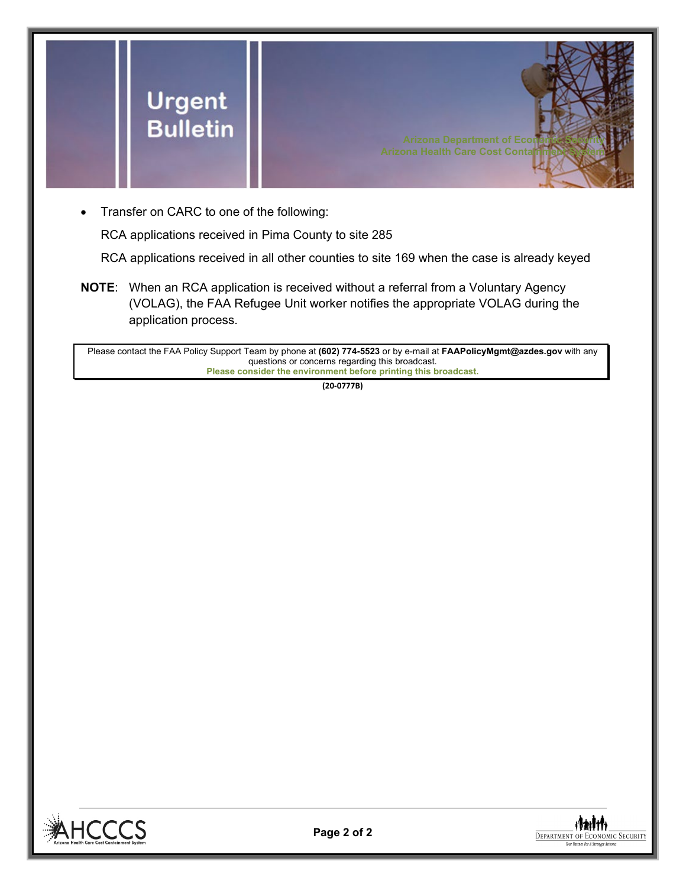- Transfer on CARC to one of the following:

  RCA applications received in Pima County to site 285

  RCA applications received in all other counties to site 169 when the case is already keyed

**NOTE**: When an RCA application is received without a referral from a Voluntary Agency (VOLAG), the FAA Refugee Unit worker notifies the appropriate VOLAG during the application process.

Please contact the FAA Policy Support Team by phone at **(602) 774-5523** or by e-mail at **FAAPolicyMgmt@azdes.gov** with any questions or concerns regarding this broadcast.
**Please consider the environment before printing this broadcast.**

**(20-0777B)**